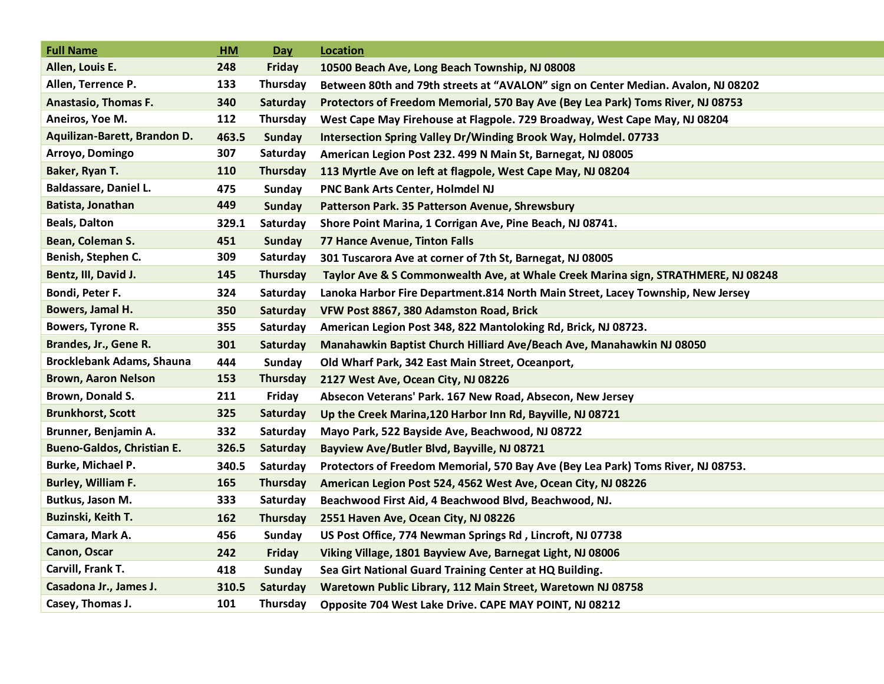| Full Name | HM | Day | Location |
|---|---|---|---|
| Allen, Louis E. | 248 | Friday | 10500 Beach Ave, Long Beach Township, NJ 08008 |
| Allen, Terrence P. | 133 | Thursday | Between 80th and 79th streets at "AVALON" sign on Center Median. Avalon, NJ 08202 |
| Anastasio, Thomas F. | 340 | Saturday | Protectors of Freedom Memorial, 570 Bay Ave (Bey Lea Park) Toms River, NJ 08753 |
| Aneiros, Yoe M. | 112 | Thursday | West Cape May Firehouse at Flagpole. 729 Broadway, West Cape May, NJ 08204 |
| Aquilizan-Barett, Brandon D. | 463.5 | Sunday | Intersection Spring Valley Dr/Winding Brook Way, Holmdel. 07733 |
| Arroyo, Domingo | 307 | Saturday | American Legion Post 232. 499 N Main St, Barnegat, NJ 08005 |
| Baker, Ryan T. | 110 | Thursday | 113 Myrtle Ave on left at flagpole, West Cape May, NJ 08204 |
| Baldassare, Daniel L. | 475 | Sunday | PNC Bank Arts Center, Holmdel NJ |
| Batista, Jonathan | 449 | Sunday | Patterson Park. 35 Patterson Avenue, Shrewsbury |
| Beals, Dalton | 329.1 | Saturday | Shore Point Marina, 1 Corrigan Ave, Pine Beach, NJ 08741. |
| Bean, Coleman S. | 451 | Sunday | 77 Hance Avenue, Tinton Falls |
| Benish, Stephen C. | 309 | Saturday | 301 Tuscarora Ave at corner of 7th St, Barnegat, NJ 08005 |
| Bentz, III, David J. | 145 | Thursday | Taylor Ave & S Commonwealth Ave, at Whale Creek Marina sign, STRATHMERE, NJ 08248 |
| Bondi, Peter F. | 324 | Saturday | Lanoka Harbor Fire Department.814 North Main Street, Lacey Township, New Jersey |
| Bowers, Jamal H. | 350 | Saturday | VFW Post 8867, 380 Adamston Road, Brick |
| Bowers, Tyrone R. | 355 | Saturday | American Legion Post 348, 822 Mantoloking Rd, Brick, NJ 08723. |
| Brandes, Jr., Gene R. | 301 | Saturday | Manahawkin Baptist Church Hilliard Ave/Beach Ave, Manahawkin NJ 08050 |
| Brocklebank Adams, Shauna | 444 | Sunday | Old Wharf Park, 342 East Main Street, Oceanport, |
| Brown, Aaron Nelson | 153 | Thursday | 2127 West Ave, Ocean City, NJ 08226 |
| Brown, Donald S. | 211 | Friday | Absecon Veterans' Park. 167 New Road, Absecon, New Jersey |
| Brunkhorst, Scott | 325 | Saturday | Up the Creek Marina,120 Harbor Inn Rd, Bayville, NJ 08721 |
| Brunner, Benjamin A. | 332 | Saturday | Mayo Park, 522 Bayside Ave, Beachwood, NJ 08722 |
| Bueno-Galdos, Christian E. | 326.5 | Saturday | Bayview Ave/Butler Blvd, Bayville, NJ 08721 |
| Burke, Michael P. | 340.5 | Saturday | Protectors of Freedom Memorial, 570 Bay Ave (Bey Lea Park) Toms River, NJ 08753. |
| Burley, William F. | 165 | Thursday | American Legion Post 524, 4562 West Ave, Ocean City, NJ 08226 |
| Butkus, Jason M. | 333 | Saturday | Beachwood First Aid, 4 Beachwood Blvd, Beachwood, NJ. |
| Buzinski, Keith T. | 162 | Thursday | 2551 Haven Ave, Ocean City, NJ 08226 |
| Camara, Mark A. | 456 | Sunday | US Post Office, 774 Newman Springs Rd , Lincroft, NJ 07738 |
| Canon, Oscar | 242 | Friday | Viking Village, 1801 Bayview Ave, Barnegat Light, NJ 08006 |
| Carvill, Frank T. | 418 | Sunday | Sea Girt National Guard Training Center at HQ Building. |
| Casadona Jr., James J. | 310.5 | Saturday | Waretown Public Library, 112 Main Street, Waretown NJ 08758 |
| Casey, Thomas J. | 101 | Thursday | Opposite 704 West Lake Drive. CAPE MAY POINT, NJ 08212 |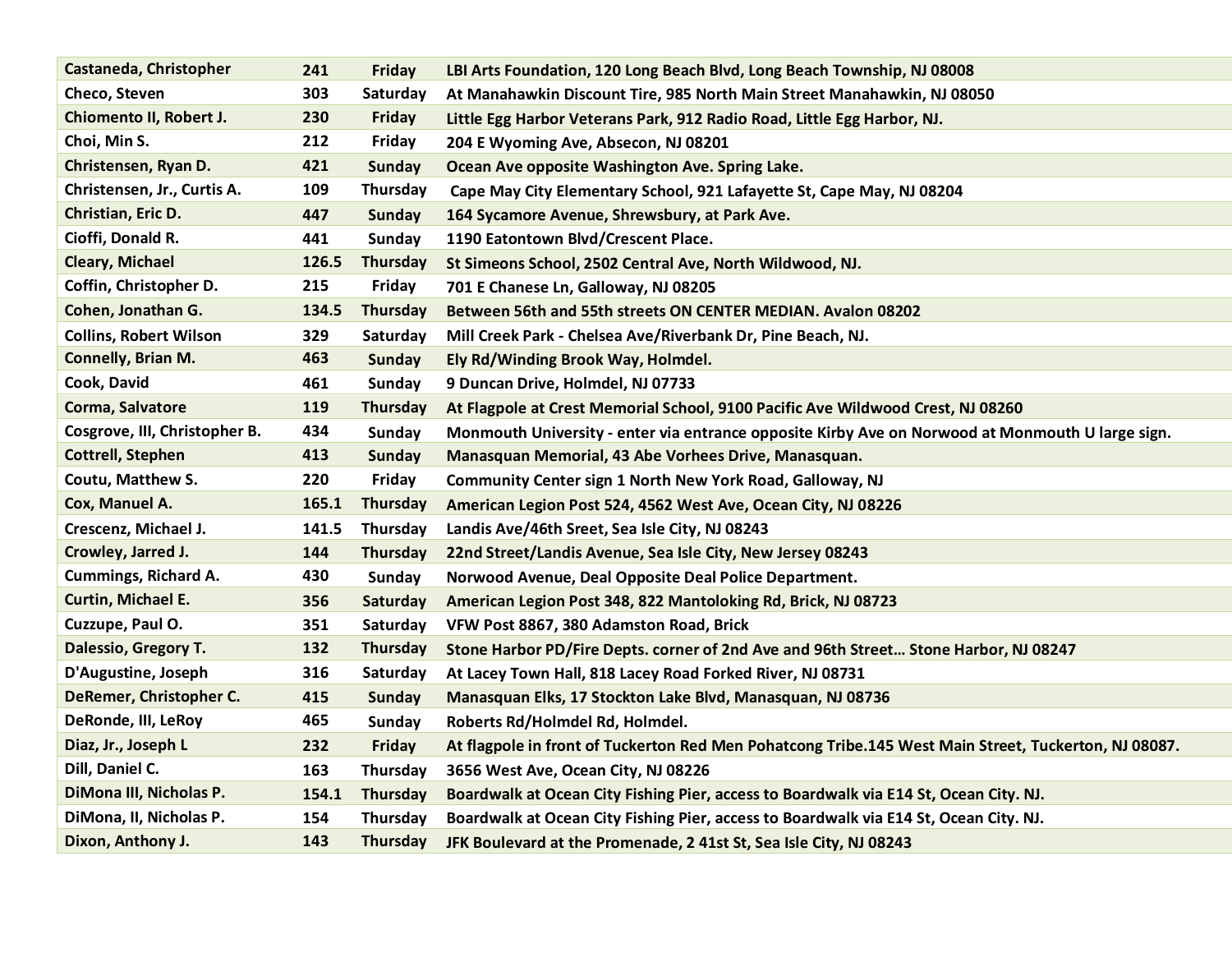| | | | |
|---|---|---|---|
| Castaneda, Christopher | 241 | Friday | LBI Arts Foundation, 120 Long Beach Blvd, Long Beach Township, NJ 08008 |
| Checo, Steven | 303 | Saturday | At Manahawkin Discount Tire, 985 North Main Street Manahawkin, NJ 08050 |
| Chiomento II, Robert J. | 230 | Friday | Little Egg Harbor Veterans Park, 912 Radio Road, Little Egg Harbor, NJ. |
| Choi, Min S. | 212 | Friday | 204 E Wyoming Ave, Absecon, NJ 08201 |
| Christensen, Ryan D. | 421 | Sunday | Ocean Ave opposite Washington Ave. Spring Lake. |
| Christensen, Jr., Curtis A. | 109 | Thursday | Cape May City Elementary School, 921 Lafayette St, Cape May, NJ 08204 |
| Christian, Eric D. | 447 | Sunday | 164 Sycamore Avenue, Shrewsbury, at Park Ave. |
| Cioffi, Donald R. | 441 | Sunday | 1190 Eatontown Blvd/Crescent Place. |
| Cleary, Michael | 126.5 | Thursday | St Simeons School, 2502 Central Ave, North Wildwood, NJ. |
| Coffin, Christopher D. | 215 | Friday | 701 E Chanese Ln, Galloway, NJ 08205 |
| Cohen, Jonathan G. | 134.5 | Thursday | Between 56th and 55th streets ON CENTER MEDIAN. Avalon 08202 |
| Collins, Robert Wilson | 329 | Saturday | Mill Creek Park - Chelsea Ave/Riverbank Dr, Pine Beach, NJ. |
| Connelly, Brian M. | 463 | Sunday | Ely Rd/Winding Brook Way, Holmdel. |
| Cook, David | 461 | Sunday | 9 Duncan Drive, Holmdel, NJ 07733 |
| Corma, Salvatore | 119 | Thursday | At Flagpole at Crest Memorial School, 9100 Pacific Ave Wildwood Crest, NJ 08260 |
| Cosgrove, III, Christopher B. | 434 | Sunday | Monmouth University - enter via entrance opposite Kirby Ave on Norwood at Monmouth U large sign. |
| Cottrell, Stephen | 413 | Sunday | Manasquan Memorial, 43 Abe Vorhees Drive, Manasquan. |
| Coutu, Matthew S. | 220 | Friday | Community Center sign 1 North New York Road, Galloway, NJ |
| Cox, Manuel A. | 165.1 | Thursday | American Legion Post 524, 4562 West Ave, Ocean City, NJ 08226 |
| Crescenz, Michael J. | 141.5 | Thursday | Landis Ave/46th Sreet, Sea Isle City, NJ 08243 |
| Crowley, Jarred J. | 144 | Thursday | 22nd Street/Landis Avenue, Sea Isle City, New Jersey 08243 |
| Cummings, Richard A. | 430 | Sunday | Norwood Avenue, Deal Opposite Deal Police Department. |
| Curtin, Michael E. | 356 | Saturday | American Legion Post 348, 822 Mantoloking Rd, Brick, NJ 08723 |
| Cuzzupe, Paul O. | 351 | Saturday | VFW Post 8867, 380 Adamston Road, Brick |
| Dalessio, Gregory T. | 132 | Thursday | Stone Harbor PD/Fire Depts. corner of 2nd Ave and 96th Street… Stone Harbor, NJ 08247 |
| D'Augustine, Joseph | 316 | Saturday | At Lacey Town Hall, 818 Lacey Road Forked River, NJ 08731 |
| DeRemer, Christopher C. | 415 | Sunday | Manasquan Elks, 17 Stockton Lake Blvd, Manasquan, NJ 08736 |
| DeRonde, III, LeRoy | 465 | Sunday | Roberts Rd/Holmdel Rd, Holmdel. |
| Diaz, Jr., Joseph L | 232 | Friday | At flagpole in front of Tuckerton Red Men Pohatcong Tribe.145 West Main Street, Tuckerton, NJ 08087. |
| Dill, Daniel C. | 163 | Thursday | 3656 West Ave, Ocean City, NJ 08226 |
| DiMona III, Nicholas P. | 154.1 | Thursday | Boardwalk at Ocean City Fishing Pier, access to Boardwalk via E14 St, Ocean City. NJ. |
| DiMona, II, Nicholas P. | 154 | Thursday | Boardwalk at Ocean City Fishing Pier, access to Boardwalk via E14 St, Ocean City. NJ. |
| Dixon, Anthony J. | 143 | Thursday | JFK Boulevard at the Promenade, 2 41st St, Sea Isle City, NJ 08243 |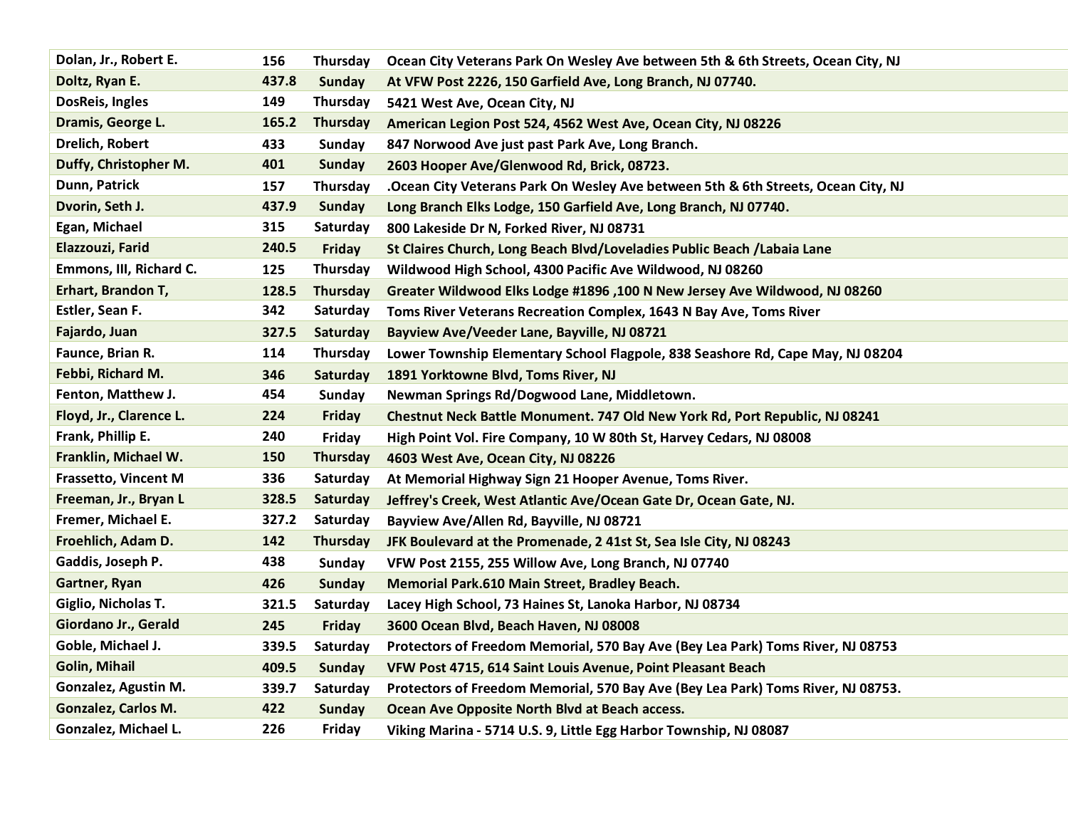| | | | |
|---|---|---|---|
| Dolan, Jr., Robert E. | 156 | Thursday | Ocean City Veterans Park On Wesley Ave between 5th & 6th Streets, Ocean City, NJ |
| Doltz, Ryan E. | 437.8 | Sunday | At VFW Post 2226, 150 Garfield Ave, Long Branch, NJ 07740. |
| DosReis, Ingles | 149 | Thursday | 5421 West Ave, Ocean City, NJ |
| Dramis, George L. | 165.2 | Thursday | American Legion Post 524, 4562 West Ave, Ocean City, NJ 08226 |
| Drelich, Robert | 433 | Sunday | 847 Norwood Ave just past Park Ave, Long Branch. |
| Duffy, Christopher M. | 401 | Sunday | 2603 Hooper Ave/Glenwood Rd, Brick, 08723. |
| Dunn, Patrick | 157 | Thursday | .Ocean City Veterans Park On Wesley Ave between 5th & 6th Streets, Ocean City, NJ |
| Dvorin, Seth J. | 437.9 | Sunday | Long Branch Elks Lodge, 150 Garfield Ave, Long Branch, NJ 07740. |
| Egan, Michael | 315 | Saturday | 800 Lakeside Dr N, Forked River, NJ 08731 |
| Elazzouzi, Farid | 240.5 | Friday | St Claires Church, Long Beach Blvd/Loveladies Public Beach /Labaia Lane |
| Emmons, III, Richard C. | 125 | Thursday | Wildwood High School, 4300 Pacific Ave Wildwood, NJ 08260 |
| Erhart, Brandon T, | 128.5 | Thursday | Greater Wildwood Elks Lodge #1896 ,100 N New Jersey Ave Wildwood, NJ 08260 |
| Estler, Sean F. | 342 | Saturday | Toms River Veterans Recreation Complex, 1643 N Bay Ave, Toms River |
| Fajardo, Juan | 327.5 | Saturday | Bayview Ave/Veeder Lane, Bayville, NJ 08721 |
| Faunce, Brian R. | 114 | Thursday | Lower Township Elementary School Flagpole, 838 Seashore Rd, Cape May, NJ 08204 |
| Febbi, Richard M. | 346 | Saturday | 1891 Yorktowne Blvd, Toms River, NJ |
| Fenton, Matthew J. | 454 | Sunday | Newman Springs Rd/Dogwood Lane, Middletown. |
| Floyd, Jr., Clarence L. | 224 | Friday | Chestnut Neck Battle Monument. 747 Old New York Rd, Port Republic, NJ 08241 |
| Frank, Phillip E. | 240 | Friday | High Point Vol. Fire Company, 10 W 80th St, Harvey Cedars, NJ 08008 |
| Franklin, Michael W. | 150 | Thursday | 4603 West Ave, Ocean City, NJ 08226 |
| Frassetto, Vincent M | 336 | Saturday | At Memorial Highway Sign 21 Hooper Avenue, Toms River. |
| Freeman, Jr., Bryan L | 328.5 | Saturday | Jeffrey's Creek, West Atlantic Ave/Ocean Gate Dr, Ocean Gate, NJ. |
| Fremer, Michael E. | 327.2 | Saturday | Bayview Ave/Allen Rd, Bayville, NJ 08721 |
| Froehlich, Adam D. | 142 | Thursday | JFK Boulevard at the Promenade, 2 41st St, Sea Isle City, NJ 08243 |
| Gaddis, Joseph P. | 438 | Sunday | VFW Post 2155, 255 Willow Ave, Long Branch, NJ 07740 |
| Gartner, Ryan | 426 | Sunday | Memorial Park.610 Main Street, Bradley Beach. |
| Giglio, Nicholas T. | 321.5 | Saturday | Lacey High School, 73 Haines St, Lanoka Harbor, NJ 08734 |
| Giordano Jr., Gerald | 245 | Friday | 3600 Ocean Blvd, Beach Haven, NJ 08008 |
| Goble, Michael J. | 339.5 | Saturday | Protectors of Freedom Memorial, 570 Bay Ave (Bey Lea Park) Toms River, NJ 08753 |
| Golin, Mihail | 409.5 | Sunday | VFW Post 4715, 614 Saint Louis Avenue, Point Pleasant Beach |
| Gonzalez, Agustin M. | 339.7 | Saturday | Protectors of Freedom Memorial, 570 Bay Ave (Bey Lea Park) Toms River, NJ 08753. |
| Gonzalez, Carlos M. | 422 | Sunday | Ocean Ave Opposite North Blvd at Beach access. |
| Gonzalez, Michael L. | 226 | Friday | Viking Marina - 5714 U.S. 9, Little Egg Harbor Township, NJ 08087 |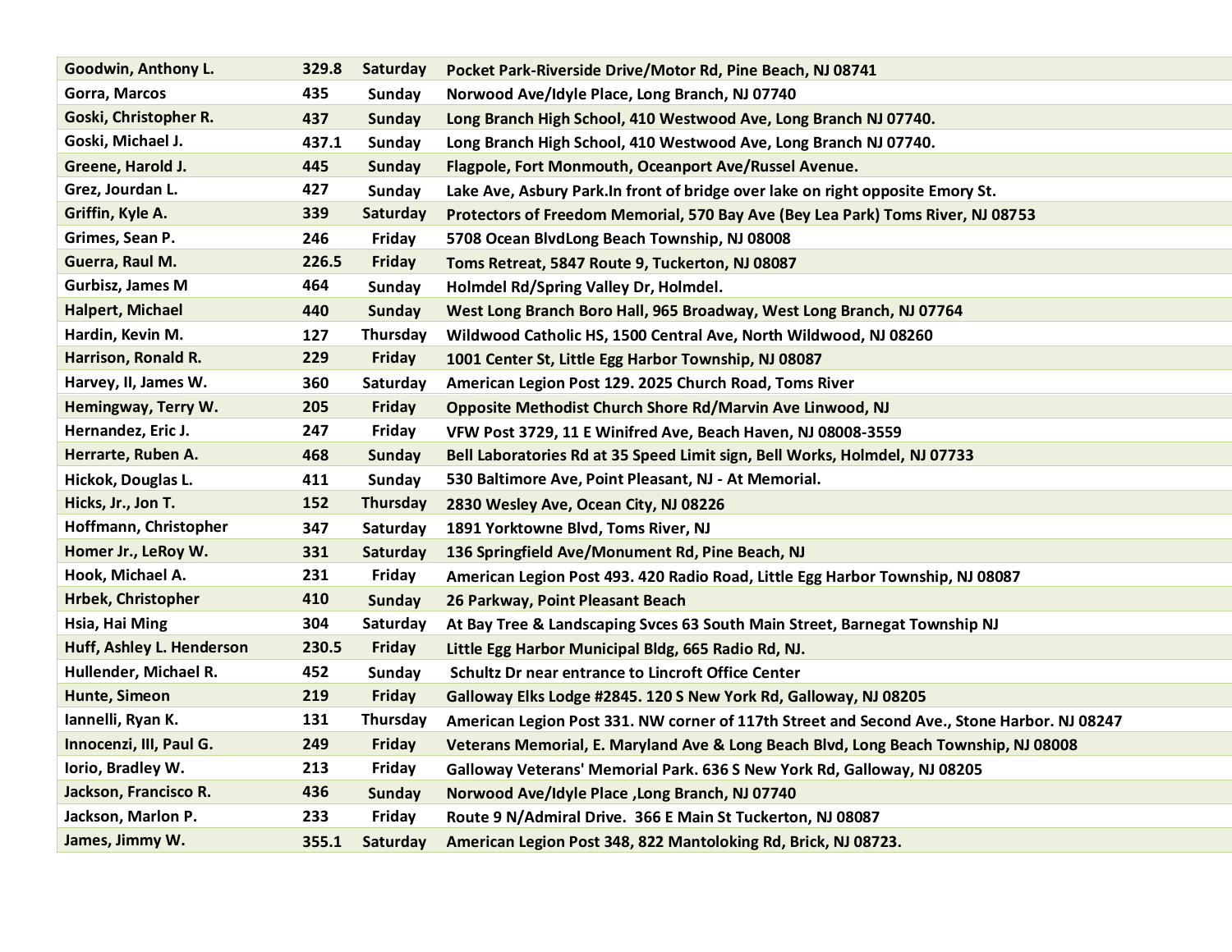| | | | |
|---|---|---|---|
| Goodwin, Anthony L. | 329.8 | Saturday | Pocket Park-Riverside Drive/Motor Rd, Pine Beach, NJ 08741 |
| Gorra, Marcos | 435 | Sunday | Norwood Ave/Idyle Place, Long Branch, NJ 07740 |
| Goski, Christopher R. | 437 | Sunday | Long Branch High School, 410 Westwood Ave, Long Branch NJ 07740. |
| Goski, Michael J. | 437.1 | Sunday | Long Branch High School, 410 Westwood Ave, Long Branch NJ 07740. |
| Greene, Harold J. | 445 | Sunday | Flagpole, Fort Monmouth, Oceanport Ave/Russel Avenue. |
| Grez, Jourdan L. | 427 | Sunday | Lake Ave, Asbury Park.In front of bridge over lake on right opposite Emory St. |
| Griffin, Kyle A. | 339 | Saturday | Protectors of Freedom Memorial, 570 Bay Ave (Bey Lea Park) Toms River, NJ 08753 |
| Grimes, Sean P. | 246 | Friday | 5708 Ocean BlvdLong Beach Township, NJ 08008 |
| Guerra, Raul M. | 226.5 | Friday | Toms Retreat, 5847 Route 9, Tuckerton, NJ 08087 |
| Gurbisz, James M | 464 | Sunday | Holmdel Rd/Spring Valley Dr, Holmdel. |
| Halpert, Michael | 440 | Sunday | West Long Branch Boro Hall, 965 Broadway, West Long Branch, NJ 07764 |
| Hardin, Kevin M. | 127 | Thursday | Wildwood Catholic HS, 1500 Central Ave, North Wildwood, NJ 08260 |
| Harrison, Ronald R. | 229 | Friday | 1001 Center St, Little Egg Harbor Township, NJ 08087 |
| Harvey, II, James W. | 360 | Saturday | American Legion Post 129. 2025 Church Road, Toms River |
| Hemingway, Terry W. | 205 | Friday | Opposite Methodist Church Shore Rd/Marvin Ave Linwood, NJ |
| Hernandez, Eric J. | 247 | Friday | VFW Post 3729, 11 E Winifred Ave, Beach Haven, NJ 08008-3559 |
| Herrarte, Ruben A. | 468 | Sunday | Bell Laboratories Rd at 35 Speed Limit sign, Bell Works, Holmdel, NJ 07733 |
| Hickok, Douglas L. | 411 | Sunday | 530 Baltimore Ave, Point Pleasant, NJ - At Memorial. |
| Hicks, Jr., Jon T. | 152 | Thursday | 2830 Wesley Ave, Ocean City, NJ 08226 |
| Hoffmann, Christopher | 347 | Saturday | 1891 Yorktowne Blvd, Toms River, NJ |
| Homer Jr., LeRoy W. | 331 | Saturday | 136 Springfield Ave/Monument Rd, Pine Beach, NJ |
| Hook, Michael A. | 231 | Friday | American Legion Post 493. 420 Radio Road, Little Egg Harbor Township, NJ 08087 |
| Hrbek, Christopher | 410 | Sunday | 26 Parkway, Point Pleasant Beach |
| Hsia, Hai Ming | 304 | Saturday | At Bay Tree & Landscaping Svces 63 South Main Street, Barnegat Township NJ |
| Huff, Ashley L. Henderson | 230.5 | Friday | Little Egg Harbor Municipal Bldg, 665 Radio Rd, NJ. |
| Hullender, Michael R. | 452 | Sunday | Schultz Dr near entrance to Lincroft Office Center |
| Hunte, Simeon | 219 | Friday | Galloway Elks Lodge #2845. 120 S New York Rd, Galloway, NJ 08205 |
| Iannelli, Ryan K. | 131 | Thursday | American Legion Post 331. NW corner of 117th Street and Second Ave., Stone Harbor. NJ 08247 |
| Innocenzi, III, Paul G. | 249 | Friday | Veterans Memorial, E. Maryland Ave & Long Beach Blvd, Long Beach Township, NJ 08008 |
| Iorio, Bradley W. | 213 | Friday | Galloway Veterans' Memorial Park. 636 S New York Rd, Galloway, NJ 08205 |
| Jackson, Francisco R. | 436 | Sunday | Norwood Ave/Idyle Place ,Long Branch, NJ 07740 |
| Jackson, Marlon P. | 233 | Friday | Route 9 N/Admiral Drive. 366 E Main St Tuckerton, NJ 08087 |
| James, Jimmy W. | 355.1 | Saturday | American Legion Post 348, 822 Mantoloking Rd, Brick, NJ 08723. |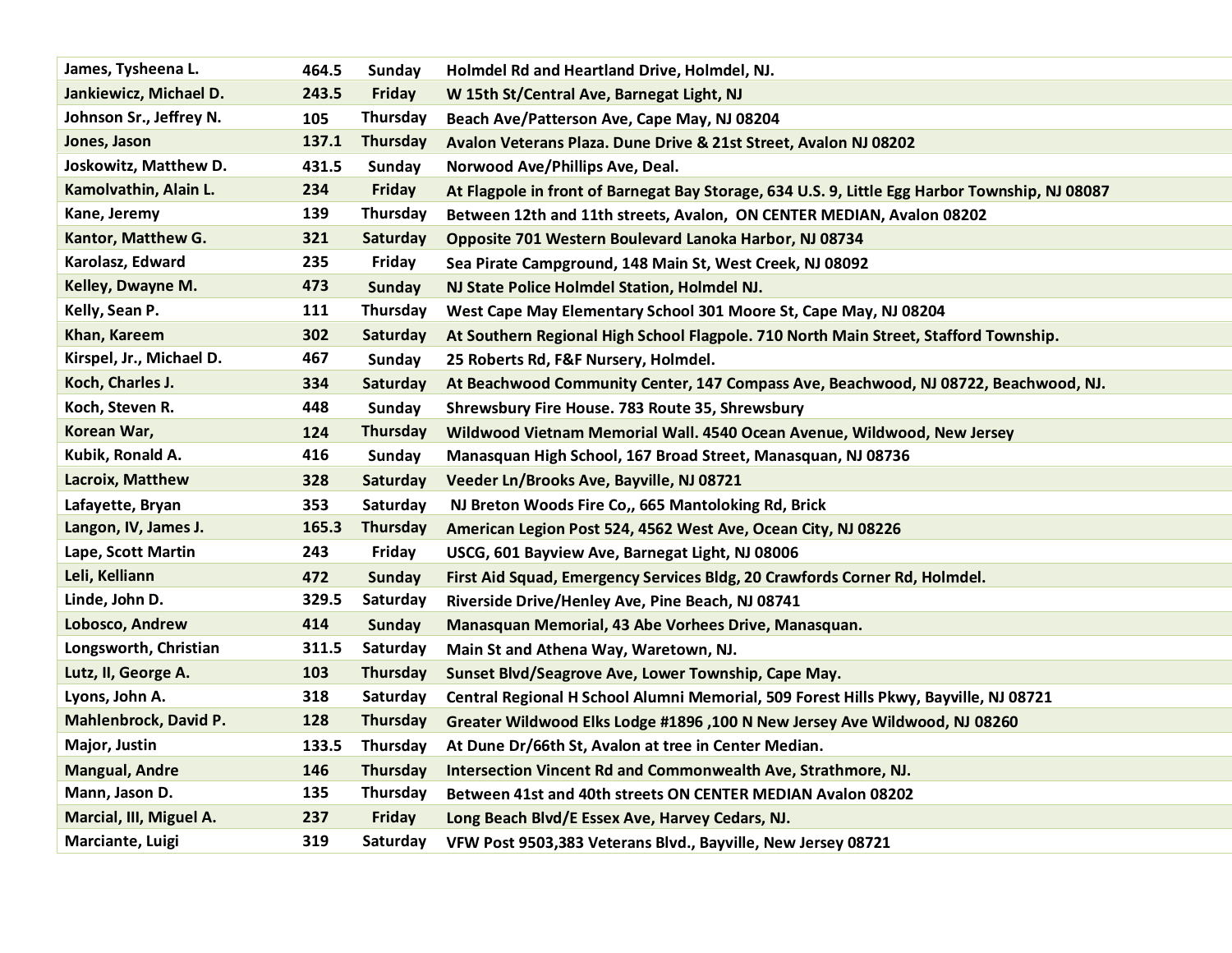| James, Tysheena L. | 464.5 | Sunday | Holmdel Rd and Heartland Drive, Holmdel, NJ. |
|---|---|---|---|
| Jankiewicz, Michael D. | 243.5 | Friday | W 15th St/Central Ave, Barnegat Light, NJ |
| Johnson Sr., Jeffrey N. | 105 | Thursday | Beach Ave/Patterson Ave, Cape May, NJ 08204 |
| Jones, Jason | 137.1 | Thursday | Avalon Veterans Plaza. Dune Drive & 21st Street, Avalon NJ 08202 |
| Joskowitz, Matthew D. | 431.5 | Sunday | Norwood Ave/Phillips Ave, Deal. |
| Kamolvathin, Alain L. | 234 | Friday | At Flagpole in front of Barnegat Bay Storage, 634 U.S. 9, Little Egg Harbor Township, NJ 08087 |
| Kane, Jeremy | 139 | Thursday | Between 12th and 11th streets, Avalon, ON CENTER MEDIAN, Avalon 08202 |
| Kantor, Matthew G. | 321 | Saturday | Opposite 701 Western Boulevard Lanoka Harbor, NJ 08734 |
| Karolasz, Edward | 235 | Friday | Sea Pirate Campground, 148 Main St, West Creek, NJ 08092 |
| Kelley, Dwayne M. | 473 | Sunday | NJ State Police Holmdel Station, Holmdel NJ. |
| Kelly, Sean P. | 111 | Thursday | West Cape May Elementary School 301 Moore St, Cape May, NJ 08204 |
| Khan, Kareem | 302 | Saturday | At Southern Regional High School Flagpole. 710 North Main Street, Stafford Township. |
| Kirspel, Jr., Michael D. | 467 | Sunday | 25 Roberts Rd, F&F Nursery, Holmdel. |
| Koch, Charles J. | 334 | Saturday | At Beachwood Community Center, 147 Compass Ave, Beachwood, NJ 08722, Beachwood, NJ. |
| Koch, Steven R. | 448 | Sunday | Shrewsbury Fire House. 783 Route 35, Shrewsbury |
| Korean War, | 124 | Thursday | Wildwood Vietnam Memorial Wall. 4540 Ocean Avenue, Wildwood, New Jersey |
| Kubik, Ronald A. | 416 | Sunday | Manasquan High School, 167 Broad Street, Manasquan, NJ 08736 |
| Lacroix, Matthew | 328 | Saturday | Veeder Ln/Brooks Ave, Bayville, NJ 08721 |
| Lafayette, Bryan | 353 | Saturday | NJ Breton Woods Fire Co,, 665 Mantoloking Rd, Brick |
| Langon, IV, James J. | 165.3 | Thursday | American Legion Post 524, 4562 West Ave, Ocean City, NJ 08226 |
| Lape, Scott Martin | 243 | Friday | USCG, 601 Bayview Ave, Barnegat Light, NJ 08006 |
| Leli, Kelliann | 472 | Sunday | First Aid Squad, Emergency Services Bldg, 20 Crawfords Corner Rd, Holmdel. |
| Linde, John D. | 329.5 | Saturday | Riverside Drive/Henley Ave, Pine Beach, NJ 08741 |
| Lobosco, Andrew | 414 | Sunday | Manasquan Memorial, 43 Abe Vorhees Drive, Manasquan. |
| Longsworth, Christian | 311.5 | Saturday | Main St and Athena Way, Waretown, NJ. |
| Lutz, II, George A. | 103 | Thursday | Sunset Blvd/Seagrove Ave, Lower Township, Cape May. |
| Lyons, John A. | 318 | Saturday | Central Regional H School Alumni Memorial, 509 Forest Hills Pkwy, Bayville, NJ 08721 |
| Mahlenbrock, David P. | 128 | Thursday | Greater Wildwood Elks Lodge #1896 ,100 N New Jersey Ave Wildwood, NJ 08260 |
| Major, Justin | 133.5 | Thursday | At Dune Dr/66th St, Avalon at tree in Center Median. |
| Mangual, Andre | 146 | Thursday | Intersection Vincent Rd and Commonwealth Ave, Strathmore, NJ. |
| Mann, Jason D. | 135 | Thursday | Between 41st and 40th streets ON CENTER MEDIAN Avalon 08202 |
| Marcial, III, Miguel A. | 237 | Friday | Long Beach Blvd/E Essex Ave, Harvey Cedars, NJ. |
| Marciante, Luigi | 319 | Saturday | VFW Post 9503,383 Veterans Blvd., Bayville, New Jersey 08721 |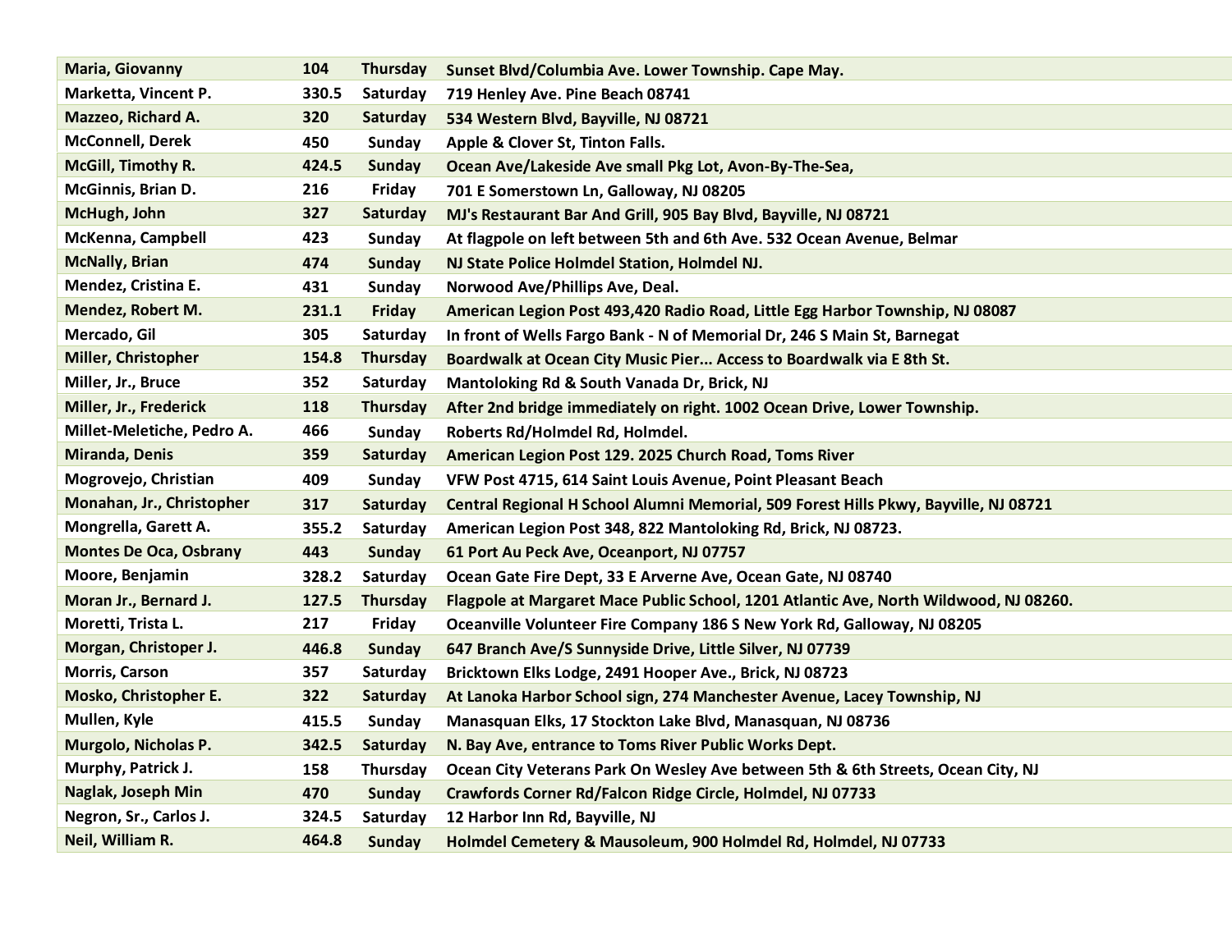| | | | |
|---|---|---|---|
| Maria, Giovanny | 104 | Thursday | Sunset Blvd/Columbia Ave. Lower Township. Cape May. |
| Marketta, Vincent P. | 330.5 | Saturday | 719 Henley Ave. Pine Beach 08741 |
| Mazzeo, Richard A. | 320 | Saturday | 534 Western Blvd, Bayville, NJ 08721 |
| McConnell, Derek | 450 | Sunday | Apple & Clover St, Tinton Falls. |
| McGill, Timothy R. | 424.5 | Sunday | Ocean Ave/Lakeside Ave small Pkg Lot, Avon-By-The-Sea, |
| McGinnis, Brian D. | 216 | Friday | 701 E Somerstown Ln, Galloway, NJ 08205 |
| McHugh, John | 327 | Saturday | MJ's Restaurant Bar And Grill, 905 Bay Blvd, Bayville, NJ 08721 |
| McKenna, Campbell | 423 | Sunday | At flagpole on left between 5th and 6th Ave. 532 Ocean Avenue, Belmar |
| McNally, Brian | 474 | Sunday | NJ State Police Holmdel Station, Holmdel NJ. |
| Mendez, Cristina E. | 431 | Sunday | Norwood Ave/Phillips Ave, Deal. |
| Mendez, Robert M. | 231.1 | Friday | American Legion Post 493,420 Radio Road, Little Egg Harbor Township, NJ 08087 |
| Mercado, Gil | 305 | Saturday | In front of Wells Fargo Bank - N of Memorial Dr, 246 S Main St, Barnegat |
| Miller, Christopher | 154.8 | Thursday | Boardwalk at Ocean City Music Pier... Access to Boardwalk via E 8th St. |
| Miller, Jr., Bruce | 352 | Saturday | Mantoloking Rd & South Vanada Dr, Brick, NJ |
| Miller, Jr., Frederick | 118 | Thursday | After 2nd bridge immediately on right. 1002 Ocean Drive, Lower Township. |
| Millet-Meletiche, Pedro A. | 466 | Sunday | Roberts Rd/Holmdel Rd, Holmdel. |
| Miranda, Denis | 359 | Saturday | American Legion Post 129. 2025 Church Road, Toms River |
| Mogrovejo, Christian | 409 | Sunday | VFW Post 4715, 614 Saint Louis Avenue, Point Pleasant Beach |
| Monahan, Jr., Christopher | 317 | Saturday | Central Regional H School Alumni Memorial, 509 Forest Hills Pkwy, Bayville, NJ 08721 |
| Mongrella, Garett A. | 355.2 | Saturday | American Legion Post 348, 822 Mantoloking Rd, Brick, NJ 08723. |
| Montes De Oca, Osbrany | 443 | Sunday | 61 Port Au Peck Ave, Oceanport, NJ 07757 |
| Moore, Benjamin | 328.2 | Saturday | Ocean Gate Fire Dept, 33 E Arverne Ave, Ocean Gate, NJ 08740 |
| Moran Jr., Bernard J. | 127.5 | Thursday | Flagpole at Margaret Mace Public School, 1201 Atlantic Ave, North Wildwood, NJ 08260. |
| Moretti, Trista L. | 217 | Friday | Oceanville Volunteer Fire Company 186 S New York Rd, Galloway, NJ 08205 |
| Morgan, Christoper J. | 446.8 | Sunday | 647 Branch Ave/S Sunnyside Drive, Little Silver, NJ 07739 |
| Morris, Carson | 357 | Saturday | Bricktown Elks Lodge, 2491 Hooper Ave., Brick, NJ 08723 |
| Mosko, Christopher E. | 322 | Saturday | At Lanoka Harbor School sign, 274 Manchester Avenue, Lacey Township, NJ |
| Mullen, Kyle | 415.5 | Sunday | Manasquan Elks, 17 Stockton Lake Blvd, Manasquan, NJ 08736 |
| Murgolo, Nicholas P. | 342.5 | Saturday | N. Bay Ave, entrance to Toms River Public Works Dept. |
| Murphy, Patrick J. | 158 | Thursday | Ocean City Veterans Park On Wesley Ave between 5th & 6th Streets, Ocean City, NJ |
| Naglak, Joseph Min | 470 | Sunday | Crawfords Corner Rd/Falcon Ridge Circle, Holmdel, NJ 07733 |
| Negron, Sr., Carlos J. | 324.5 | Saturday | 12 Harbor Inn Rd, Bayville, NJ |
| Neil, William R. | 464.8 | Sunday | Holmdel Cemetery & Mausoleum, 900 Holmdel Rd, Holmdel, NJ 07733 |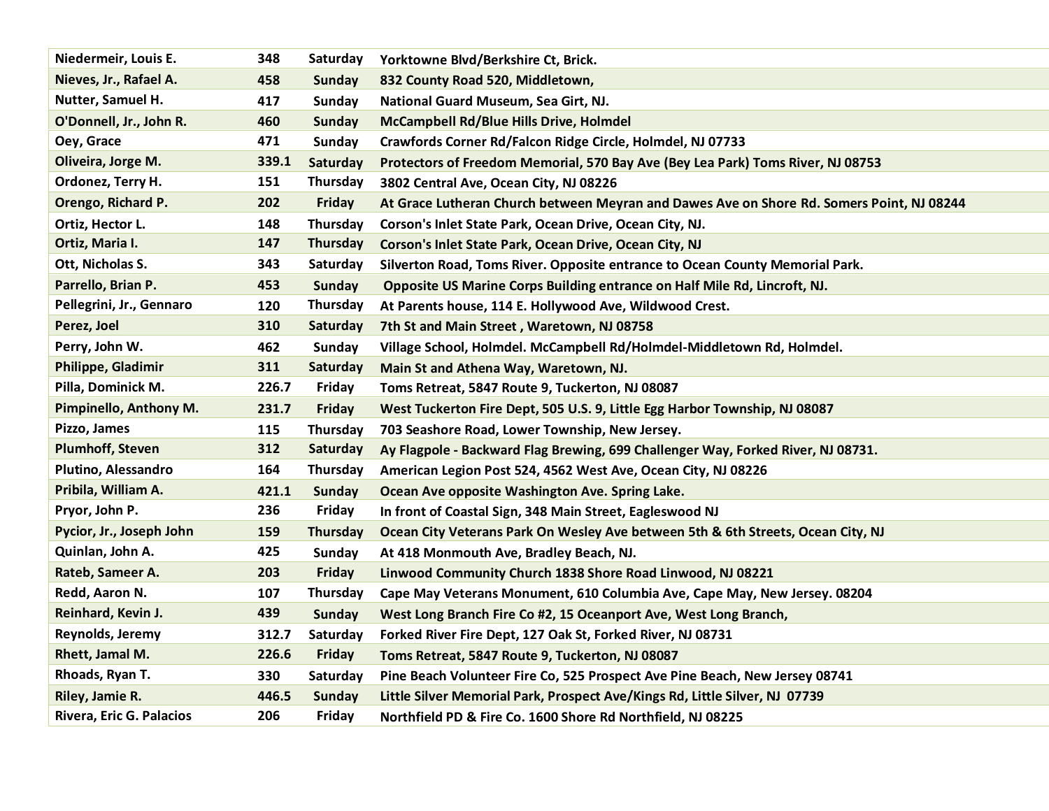| Niedermeir, Louis E. | 348 | Saturday | Yorktowne Blvd/Berkshire Ct, Brick. |
|---|---|---|---|
| Nieves, Jr., Rafael A. | 458 | Sunday | 832 County Road 520, Middletown, |
| Nutter, Samuel H. | 417 | Sunday | National Guard Museum, Sea Girt, NJ. |
| O'Donnell, Jr., John R. | 460 | Sunday | McCampbell Rd/Blue Hills Drive, Holmdel |
| Oey, Grace | 471 | Sunday | Crawfords Corner Rd/Falcon Ridge Circle, Holmdel, NJ 07733 |
| Oliveira, Jorge M. | 339.1 | Saturday | Protectors of Freedom Memorial, 570 Bay Ave (Bey Lea Park) Toms River, NJ 08753 |
| Ordonez, Terry H. | 151 | Thursday | 3802 Central Ave, Ocean City, NJ 08226 |
| Orengo, Richard P. | 202 | Friday | At Grace Lutheran Church between Meyran and Dawes Ave on Shore Rd. Somers Point, NJ 08244 |
| Ortiz, Hector L. | 148 | Thursday | Corson's Inlet State Park, Ocean Drive, Ocean City, NJ. |
| Ortiz, Maria I. | 147 | Thursday | Corson's Inlet State Park, Ocean Drive, Ocean City, NJ |
| Ott, Nicholas S. | 343 | Saturday | Silverton Road, Toms River. Opposite entrance to Ocean County Memorial Park. |
| Parrello, Brian P. | 453 | Sunday | Opposite US Marine Corps Building entrance on Half Mile Rd, Lincroft, NJ. |
| Pellegrini, Jr., Gennaro | 120 | Thursday | At Parents house, 114 E. Hollywood Ave, Wildwood Crest. |
| Perez, Joel | 310 | Saturday | 7th St and Main Street , Waretown, NJ 08758 |
| Perry, John W. | 462 | Sunday | Village School, Holmdel. McCampbell Rd/Holmdel-Middletown Rd, Holmdel. |
| Philippe, Gladimir | 311 | Saturday | Main St and Athena Way, Waretown, NJ. |
| Pilla, Dominick M. | 226.7 | Friday | Toms Retreat, 5847 Route 9, Tuckerton, NJ 08087 |
| Pimpinello, Anthony M. | 231.7 | Friday | West Tuckerton Fire Dept, 505 U.S. 9, Little Egg Harbor Township, NJ 08087 |
| Pizzo, James | 115 | Thursday | 703 Seashore Road, Lower Township, New Jersey. |
| Plumhoff, Steven | 312 | Saturday | Ay Flagpole - Backward Flag Brewing, 699 Challenger Way, Forked River, NJ 08731. |
| Plutino, Alessandro | 164 | Thursday | American Legion Post 524, 4562 West Ave, Ocean City, NJ 08226 |
| Pribila, William A. | 421.1 | Sunday | Ocean Ave opposite Washington Ave. Spring Lake. |
| Pryor, John P. | 236 | Friday | In front of Coastal Sign, 348 Main Street, Eagleswood NJ |
| Pycior, Jr., Joseph John | 159 | Thursday | Ocean City Veterans Park On Wesley Ave between 5th & 6th Streets, Ocean City, NJ |
| Quinlan, John A. | 425 | Sunday | At 418 Monmouth Ave, Bradley Beach, NJ. |
| Rateb, Sameer A. | 203 | Friday | Linwood Community Church 1838 Shore Road Linwood, NJ 08221 |
| Redd, Aaron N. | 107 | Thursday | Cape May Veterans Monument, 610 Columbia Ave, Cape May, New Jersey. 08204 |
| Reinhard, Kevin J. | 439 | Sunday | West Long Branch Fire Co #2, 15 Oceanport Ave, West Long Branch, |
| Reynolds, Jeremy | 312.7 | Saturday | Forked River Fire Dept, 127 Oak St, Forked River, NJ 08731 |
| Rhett, Jamal M. | 226.6 | Friday | Toms Retreat, 5847 Route 9, Tuckerton, NJ 08087 |
| Rhoads, Ryan T. | 330 | Saturday | Pine Beach Volunteer Fire Co, 525 Prospect Ave Pine Beach, New Jersey 08741 |
| Riley, Jamie R. | 446.5 | Sunday | Little Silver Memorial Park, Prospect Ave/Kings Rd, Little Silver, NJ 07739 |
| Rivera, Eric G. Palacios | 206 | Friday | Northfield PD & Fire Co. 1600 Shore Rd Northfield, NJ 08225 |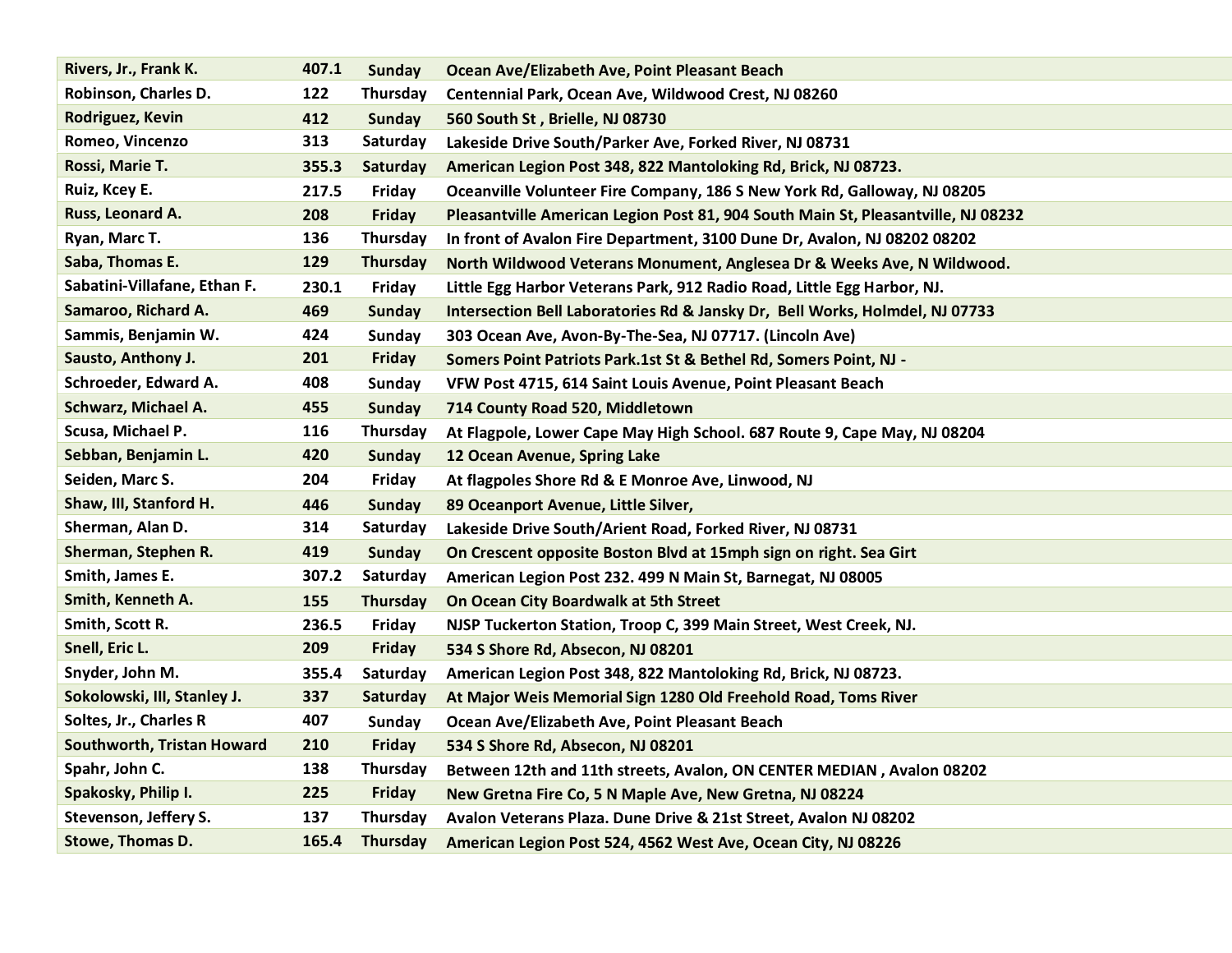| | | | |
|---|---|---|---|
| **Rivers, Jr., Frank K.** | **407.1** | **Sunday** | **Ocean Ave/Elizabeth Ave, Point Pleasant Beach** |
| **Robinson, Charles D.** | **122** | **Thursday** | **Centennial Park, Ocean Ave, Wildwood Crest, NJ 08260** |
| **Rodriguez, Kevin** | **412** | **Sunday** | **560 South St , Brielle, NJ 08730** |
| **Romeo, Vincenzo** | **313** | **Saturday** | **Lakeside Drive South/Parker Ave, Forked River, NJ 08731** |
| **Rossi, Marie T.** | **355.3** | **Saturday** | **American Legion Post 348, 822 Mantoloking Rd, Brick, NJ 08723.** |
| **Ruiz, Kcey E.** | **217.5** | **Friday** | **Oceanville Volunteer Fire Company, 186 S New York Rd, Galloway, NJ 08205** |
| **Russ, Leonard A.** | **208** | **Friday** | **Pleasantville American Legion Post 81, 904 South Main St, Pleasantville, NJ 08232** |
| **Ryan, Marc T.** | **136** | **Thursday** | **In front of Avalon Fire Department, 3100 Dune Dr, Avalon, NJ 08202 08202** |
| **Saba, Thomas E.** | **129** | **Thursday** | **North Wildwood Veterans Monument, Anglesea Dr & Weeks Ave, N Wildwood.** |
| **Sabatini-Villafane, Ethan F.** | **230.1** | **Friday** | **Little Egg Harbor Veterans Park, 912 Radio Road, Little Egg Harbor, NJ.** |
| **Samaroo, Richard A.** | **469** | **Sunday** | **Intersection Bell Laboratories Rd & Jansky Dr, Bell Works, Holmdel, NJ 07733** |
| **Sammis, Benjamin W.** | **424** | **Sunday** | **303 Ocean Ave, Avon-By-The-Sea, NJ 07717. (Lincoln Ave)** |
| **Sausto, Anthony J.** | **201** | **Friday** | **Somers Point Patriots Park.1st St & Bethel Rd, Somers Point, NJ -** |
| **Schroeder, Edward A.** | **408** | **Sunday** | **VFW Post 4715, 614 Saint Louis Avenue, Point Pleasant Beach** |
| **Schwarz, Michael A.** | **455** | **Sunday** | **714 County Road 520, Middletown** |
| **Scusa, Michael P.** | **116** | **Thursday** | **At Flagpole, Lower Cape May High School. 687 Route 9, Cape May, NJ 08204** |
| **Sebban, Benjamin L.** | **420** | **Sunday** | **12 Ocean Avenue, Spring Lake** |
| **Seiden, Marc S.** | **204** | **Friday** | **At flagpoles Shore Rd & E Monroe Ave, Linwood, NJ** |
| **Shaw, III, Stanford H.** | **446** | **Sunday** | **89 Oceanport Avenue, Little Silver,** |
| **Sherman, Alan D.** | **314** | **Saturday** | **Lakeside Drive South/Arient Road, Forked River, NJ 08731** |
| **Sherman, Stephen R.** | **419** | **Sunday** | **On Crescent opposite Boston Blvd at 15mph sign on right. Sea Girt** |
| **Smith, James E.** | **307.2** | **Saturday** | **American Legion Post 232. 499 N Main St, Barnegat, NJ 08005** |
| **Smith, Kenneth A.** | **155** | **Thursday** | **On Ocean City Boardwalk at 5th Street** |
| **Smith, Scott R.** | **236.5** | **Friday** | **NJSP Tuckerton Station, Troop C, 399 Main Street, West Creek, NJ.** |
| **Snell, Eric L.** | **209** | **Friday** | **534 S Shore Rd, Absecon, NJ 08201** |
| **Snyder, John M.** | **355.4** | **Saturday** | **American Legion Post 348, 822 Mantoloking Rd, Brick, NJ 08723.** |
| **Sokolowski, III, Stanley J.** | **337** | **Saturday** | **At Major Weis Memorial Sign 1280 Old Freehold Road, Toms River** |
| **Soltes, Jr., Charles R** | **407** | **Sunday** | **Ocean Ave/Elizabeth Ave, Point Pleasant Beach** |
| **Southworth, Tristan Howard** | **210** | **Friday** | **534 S Shore Rd, Absecon, NJ 08201** |
| **Spahr, John C.** | **138** | **Thursday** | **Between 12th and 11th streets, Avalon, ON CENTER MEDIAN , Avalon 08202** |
| **Spakosky, Philip I.** | **225** | **Friday** | **New Gretna Fire Co, 5 N Maple Ave, New Gretna, NJ 08224** |
| **Stevenson, Jeffery S.** | **137** | **Thursday** | **Avalon Veterans Plaza. Dune Drive & 21st Street, Avalon NJ 08202** |
| **Stowe, Thomas D.** | **165.4** | **Thursday** | **American Legion Post 524, 4562 West Ave, Ocean City, NJ 08226** |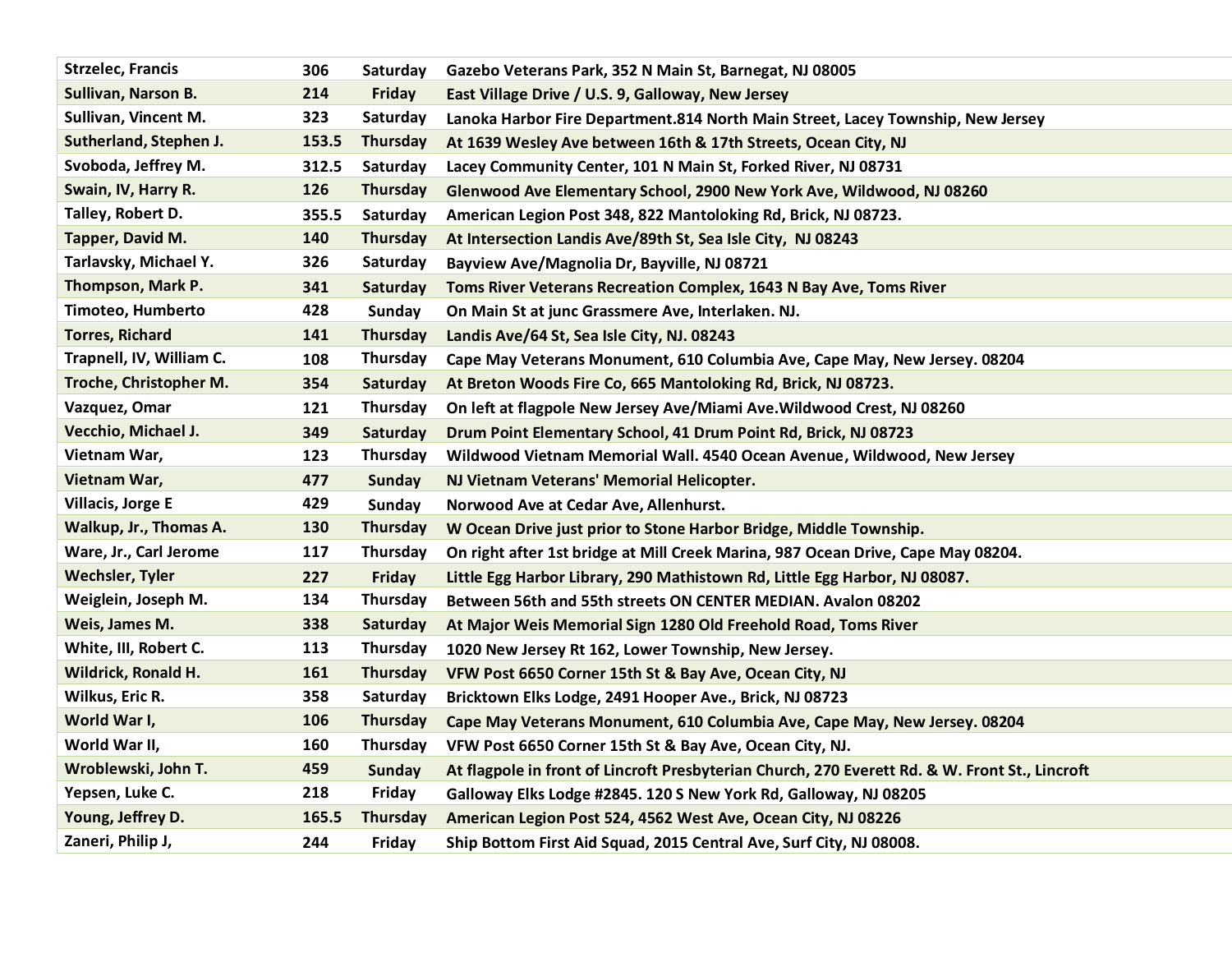| | | | |
|---|---|---|---|
| Strzelec, Francis | 306 | Saturday | Gazebo Veterans Park, 352 N Main St, Barnegat, NJ 08005 |
| Sullivan, Narson B. | 214 | Friday | East Village Drive / U.S. 9, Galloway, New Jersey |
| Sullivan, Vincent M. | 323 | Saturday | Lanoka Harbor Fire Department.814 North Main Street, Lacey Township, New Jersey |
| Sutherland, Stephen J. | 153.5 | Thursday | At 1639 Wesley Ave between 16th & 17th Streets, Ocean City, NJ |
| Svoboda, Jeffrey M. | 312.5 | Saturday | Lacey Community Center, 101 N Main St, Forked River, NJ 08731 |
| Swain, IV, Harry R. | 126 | Thursday | Glenwood Ave Elementary School, 2900 New York Ave, Wildwood, NJ 08260 |
| Talley, Robert D. | 355.5 | Saturday | American Legion Post 348, 822 Mantoloking Rd, Brick, NJ 08723. |
| Tapper, David M. | 140 | Thursday | At Intersection Landis Ave/89th St, Sea Isle City, NJ 08243 |
| Tarlavsky, Michael Y. | 326 | Saturday | Bayview Ave/Magnolia Dr, Bayville, NJ 08721 |
| Thompson, Mark P. | 341 | Saturday | Toms River Veterans Recreation Complex, 1643 N Bay Ave, Toms River |
| Timoteo, Humberto | 428 | Sunday | On Main St at junc Grassmere Ave, Interlaken. NJ. |
| Torres, Richard | 141 | Thursday | Landis Ave/64 St, Sea Isle City, NJ. 08243 |
| Trapnell, IV, William C. | 108 | Thursday | Cape May Veterans Monument, 610 Columbia Ave, Cape May, New Jersey. 08204 |
| Troche, Christopher M. | 354 | Saturday | At Breton Woods Fire Co, 665 Mantoloking Rd, Brick, NJ 08723. |
| Vazquez, Omar | 121 | Thursday | On left at flagpole New Jersey Ave/Miami Ave.Wildwood Crest, NJ 08260 |
| Vecchio, Michael J. | 349 | Saturday | Drum Point Elementary School, 41 Drum Point Rd, Brick, NJ 08723 |
| Vietnam War, | 123 | Thursday | Wildwood Vietnam Memorial Wall. 4540 Ocean Avenue, Wildwood, New Jersey |
| Vietnam War, | 477 | Sunday | NJ Vietnam Veterans' Memorial Helicopter. |
| Villacis, Jorge E | 429 | Sunday | Norwood Ave at Cedar Ave, Allenhurst. |
| Walkup, Jr., Thomas A. | 130 | Thursday | W Ocean Drive just prior to Stone Harbor Bridge, Middle Township. |
| Ware, Jr., Carl Jerome | 117 | Thursday | On right after 1st bridge at Mill Creek Marina, 987 Ocean Drive, Cape May 08204. |
| Wechsler, Tyler | 227 | Friday | Little Egg Harbor Library, 290 Mathistown Rd, Little Egg Harbor, NJ 08087. |
| Weiglein, Joseph M. | 134 | Thursday | Between 56th and 55th streets ON CENTER MEDIAN. Avalon 08202 |
| Weis, James M. | 338 | Saturday | At Major Weis Memorial Sign 1280 Old Freehold Road, Toms River |
| White, III, Robert C. | 113 | Thursday | 1020 New Jersey Rt 162, Lower Township, New Jersey. |
| Wildrick, Ronald H. | 161 | Thursday | VFW Post 6650 Corner 15th St & Bay Ave, Ocean City, NJ |
| Wilkus, Eric R. | 358 | Saturday | Bricktown Elks Lodge, 2491 Hooper Ave., Brick, NJ 08723 |
| World War I, | 106 | Thursday | Cape May Veterans Monument, 610 Columbia Ave, Cape May, New Jersey. 08204 |
| World War II, | 160 | Thursday | VFW Post 6650 Corner 15th St & Bay Ave, Ocean City, NJ. |
| Wroblewski, John T. | 459 | Sunday | At flagpole in front of Lincroft Presbyterian Church, 270 Everett Rd. & W. Front St., Lincroft |
| Yepsen, Luke C. | 218 | Friday | Galloway Elks Lodge #2845. 120 S New York Rd, Galloway, NJ 08205 |
| Young, Jeffrey D. | 165.5 | Thursday | American Legion Post 524, 4562 West Ave, Ocean City, NJ 08226 |
| Zaneri, Philip J, | 244 | Friday | Ship Bottom First Aid Squad, 2015 Central Ave, Surf City, NJ 08008. |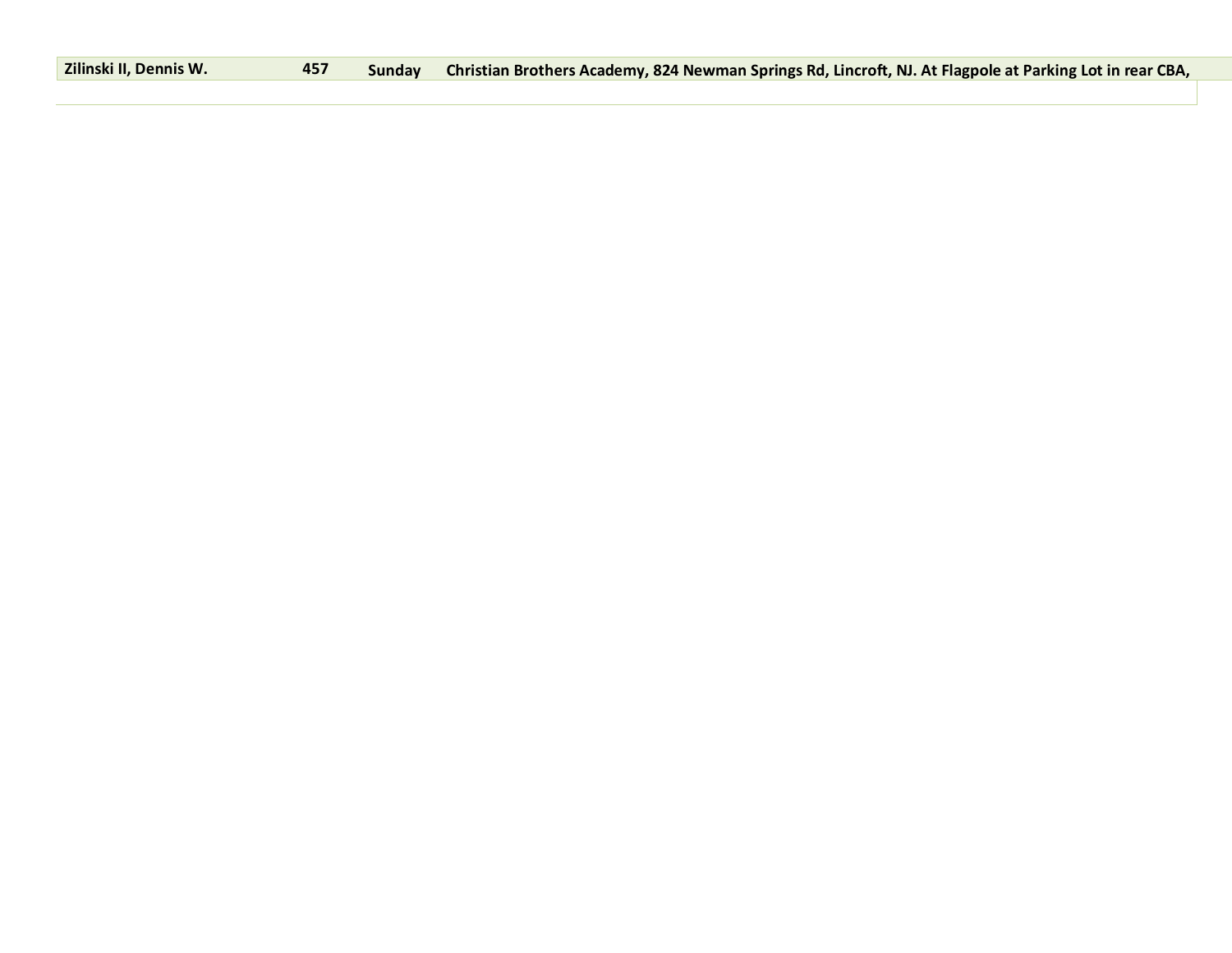| | | | |
|---|---|---|---|
| Zilinski II, Dennis W. | 457 | Sunday | Christian Brothers Academy, 824 Newman Springs Rd, Lincroft, NJ. At Flagpole at Parking Lot in rear CBA, |